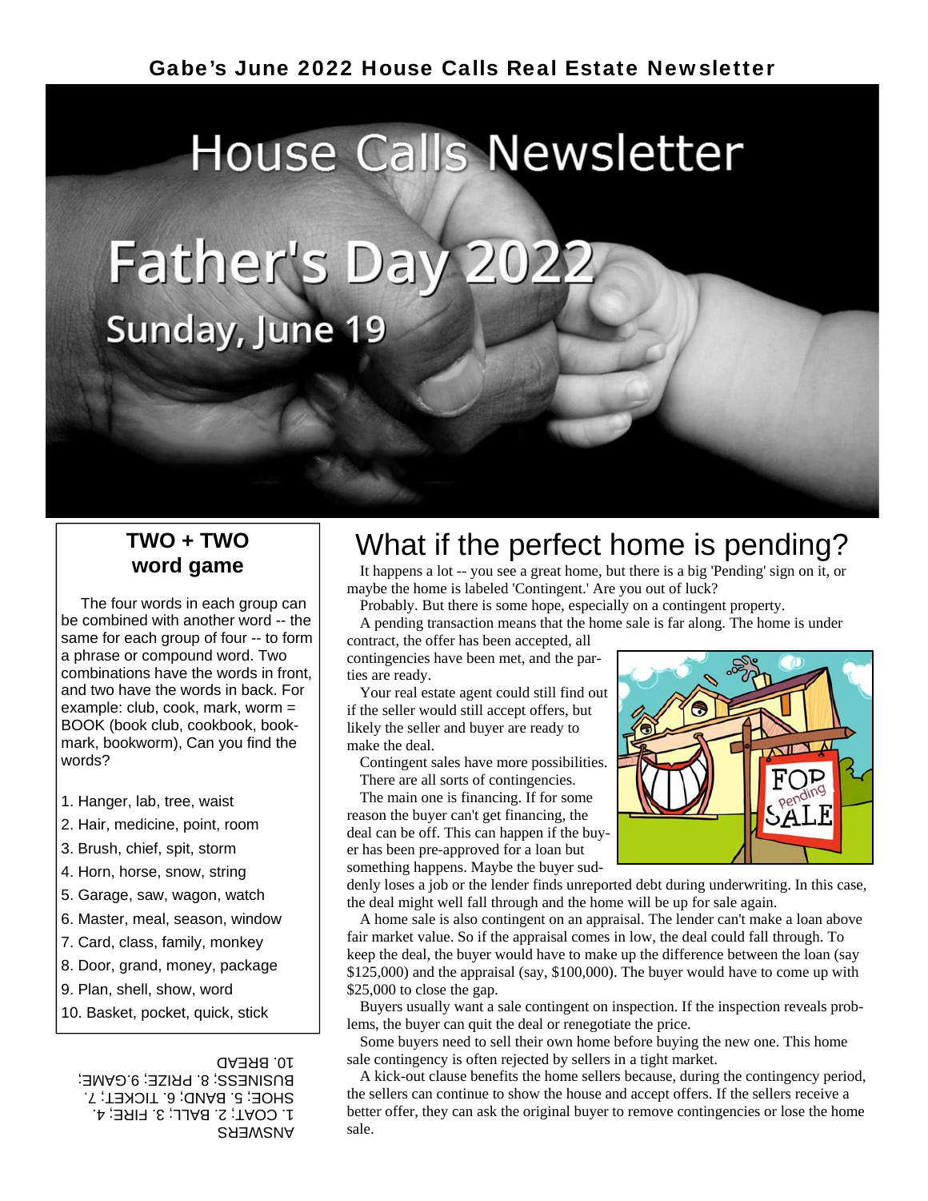# Gabe's June 2022 House Calls Real Estate Newsletter

House Calls Newsletter

Father's Day 2022

Sunday, June 19

## TWO + TWO word game

The four words in each group can be combined with another word -- the same for each group of four -- to form a phrase or compound word. Two combinations have the words in front, and two have the words in back. For example: club, cook, mark, worm = BOOK (book club, cookbook, bookmark, bookworm), Can you find the words?

1. Hanger, lab, tree, waist
2. Hair, medicine, point, room
3. Brush, chief, spit, storm
4. Horn, horse, snow, string
5. Garage, saw, wagon, watch
6. Master, meal, season, window
7. Card, class, family, monkey
8. Door, grand, money, package
9. Plan, shell, show, word
10. Basket, pocket, quick, stick

ANSWERS
1. COAT; 2. BALL; 3. FIRE; 4. SHOE; 5. BAND; 6. TICKET; 7. BUSINESS; 8. PRIZE; 9.GAME; 10. BREAD

## What if the perfect home is pending?

It happens a lot -- you see a great home, but there is a big 'Pending' sign on it, or maybe the home is labeled 'Contingent.' Are you out of luck?

Probably. But there is some hope, especially on a contingent property.

A pending transaction means that the home sale is far along. The home is under contract, the offer has been accepted, all contingencies have been met, and the parties are ready.

Your real estate agent could still find out if the seller would still accept offers, but likely the seller and buyer are ready to make the deal.

Contingent sales have more possibilities.

There are all sorts of contingencies.

The main one is financing. If for some reason the buyer can't get financing, the deal can be off. This can happen if the buyer has been pre-approved for a loan but something happens. Maybe the buyer suddenly loses a job or the lender finds unreported debt during underwriting. In this case, the deal might well fall through and the home will be up for sale again.

A home sale is also contingent on an appraisal. The lender can't make a loan above fair market value. So if the appraisal comes in low, the deal could fall through. To keep the deal, the buyer would have to make up the difference between the loan (say $125,000) and the appraisal (say, $100,000). The buyer would have to come up with $25,000 to close the gap.

Buyers usually want a sale contingent on inspection. If the inspection reveals problems, the buyer can quit the deal or renegotiate the price.

Some buyers need to sell their own home before buying the new one. This home sale contingency is often rejected by sellers in a tight market.

A kick-out clause benefits the home sellers because, during the contingency period, the sellers can continue to show the house and accept offers. If the sellers receive a better offer, they can ask the original buyer to remove contingencies or lose the home sale.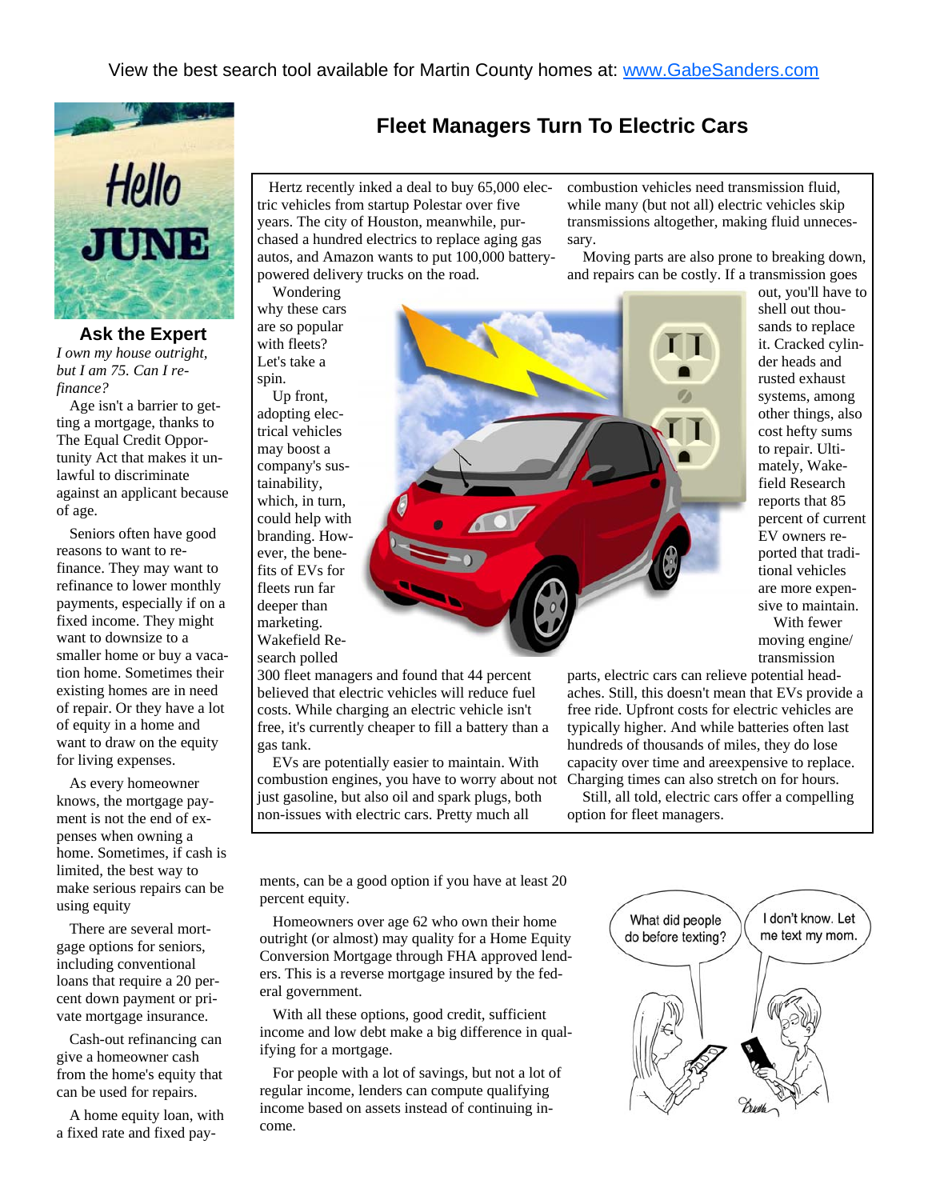View the best search tool available for Martin County homes at: www.GabeSanders.com

## Fleet Managers Turn To Electric Cars

Hertz recently inked a deal to buy 65,000 electric vehicles from startup Polestar over five years. The city of Houston, meanwhile, purchased a hundred electrics to replace aging gas autos, and Amazon wants to put 100,000 battery-powered delivery trucks on the road.

Wondering why these cars are so popular with fleets? Let's take a spin.

Up front, adopting electrical vehicles may boost a company's sustainability, which, in turn, could help with branding. However, the benefits of EVs for fleets run far deeper than marketing. Wakefield Research polled 300 fleet managers and found that 44 percent believed that electric vehicles will reduce fuel costs. While charging an electric vehicle isn't free, it's currently cheaper to fill a battery than a gas tank.

EVs are potentially easier to maintain. With combustion engines, you have to worry about not just gasoline, but also oil and spark plugs, both non-issues with electric cars. Pretty much all combustion vehicles need transmission fluid, while many (but not all) electric vehicles skip transmissions altogether, making fluid unnecessary.

Moving parts are also prone to breaking down, and repairs can be costly. If a transmission goes out, you'll have to shell out thousands to replace it. Cracked cylinder heads and rusted exhaust systems, among other things, also cost hefty sums to repair. Ultimately, Wakefield Research reports that 85 percent of current EV owners reported that traditional vehicles are more expensive to maintain.

With fewer moving engine/transmission parts, electric cars can relieve potential headaches. Still, this doesn't mean that EVs provide a free ride. Upfront costs for electric vehicles are typically higher. And while batteries often last hundreds of thousands of miles, they do lose capacity over time and areexpensive to replace. Charging times can also stretch on for hours.

Still, all told, electric cars offer a compelling option for fleet managers.

### Ask the Expert

*I own my house outright, but I am 75. Can I refinance?*

Age isn't a barrier to getting a mortgage, thanks to The Equal Credit Opportunity Act that makes it unlawful to discriminate against an applicant because of age.

Seniors often have good reasons to want to refinance. They may want to refinance to lower monthly payments, especially if on a fixed income. They might want to downsize to a smaller home or buy a vacation home. Sometimes their existing homes are in need of repair. Or they have a lot of equity in a home and want to draw on the equity for living expenses.

As every homeowner knows, the mortgage payment is not the end of expenses when owning a home. Sometimes, if cash is limited, the best way to make serious repairs can be using equity

There are several mortgage options for seniors, including conventional loans that require a 20 percent down payment or private mortgage insurance.

Cash-out refinancing can give a homeowner cash from the home's equity that can be used for repairs.

A home equity loan, with a fixed rate and fixed payments, can be a good option if you have at least 20 percent equity.

Homeowners over age 62 who own their home outright (or almost) may quality for a Home Equity Conversion Mortgage through FHA approved lenders. This is a reverse mortgage insured by the federal government.

With all these options, good credit, sufficient income and low debt make a big difference in qualifying for a mortgage.

For people with a lot of savings, but not a lot of regular income, lenders can compute qualifying income based on assets instead of continuing income.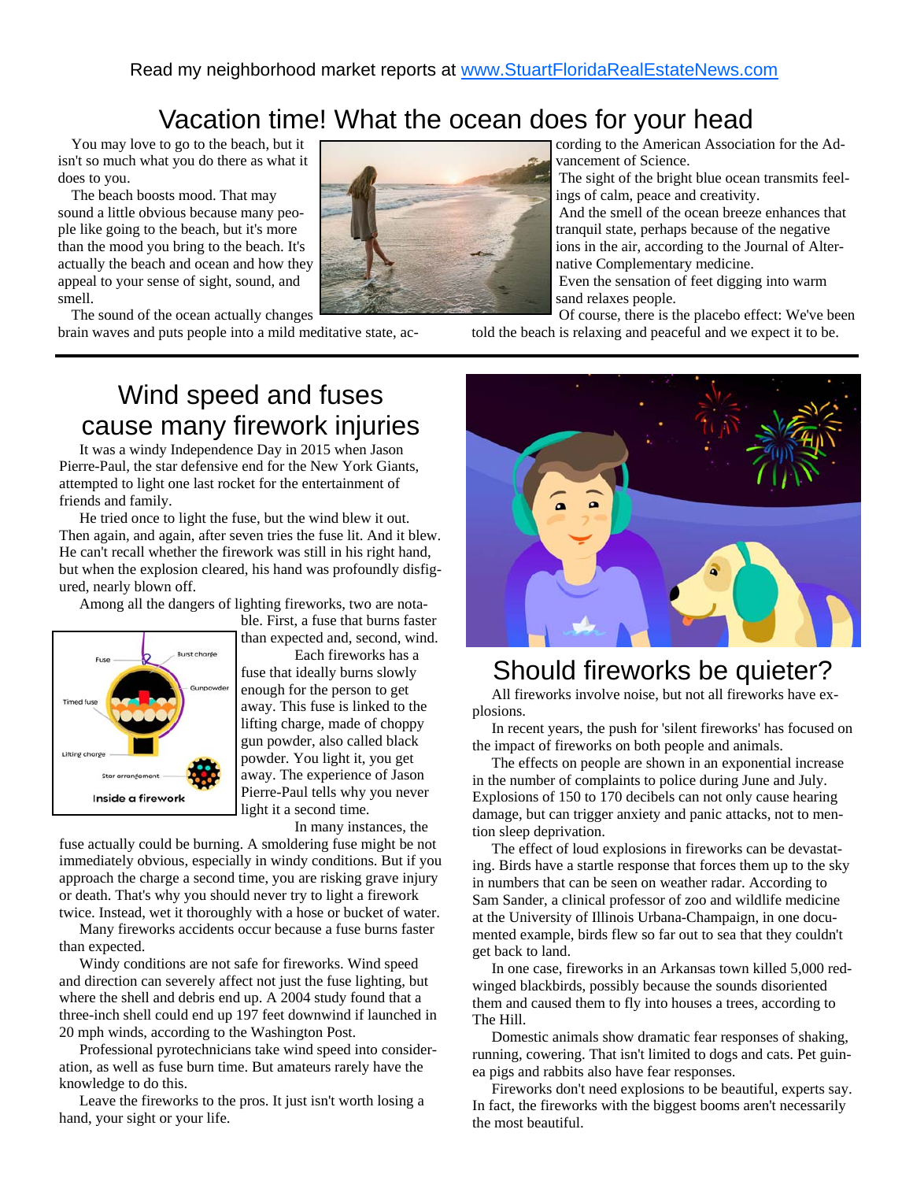Read my neighborhood market reports at www.StuartFloridaRealEstateNews.com

# Vacation time! What the ocean does for your head

You may love to go to the beach, but it isn't so much what you do there as what it does to you.

The beach boosts mood. That may sound a little obvious because many people like going to the beach, but it's more than the mood you bring to the beach. It's actually the beach and ocean and how they appeal to your sense of sight, sound, and smell.

The sound of the ocean actually changes brain waves and puts people into a mild meditative state, according to the American Association for the Advancement of Science.

The sight of the bright blue ocean transmits feelings of calm, peace and creativity.

And the smell of the ocean breeze enhances that tranquil state, perhaps because of the negative ions in the air, according to the Journal of Alternative Complementary medicine.

Even the sensation of feet digging into warm sand relaxes people.

Of course, there is the placebo effect: We've been told the beach is relaxing and peaceful and we expect it to be.

---

# Wind speed and fuses cause many firework injuries

It was a windy Independence Day in 2015 when Jason Pierre-Paul, the star defensive end for the New York Giants, attempted to light one last rocket for the entertainment of friends and family.

He tried once to light the fuse, but the wind blew it out. Then again, and again, after seven tries the fuse lit. And it blew. He can't recall whether the firework was still in his right hand, but when the explosion cleared, his hand was profoundly disfigured, nearly blown off.

Among all the dangers of lighting fireworks, two are notable. First, a fuse that burns faster than expected and, second, wind.

Fuse — Burst charge — Gunpowder — Timed fuse — Lifting charge — Star arrangement

Inside a firework

Each fireworks has a fuse that ideally burns slowly enough for the person to get away. This fuse is linked to the lifting charge, made of choppy gun powder, also called black powder. You light it, you get away. The experience of Jason Pierre-Paul tells why you never light it a second time.

In many instances, the fuse actually could be burning. A smoldering fuse might be not immediately obvious, especially in windy conditions. But if you approach the charge a second time, you are risking grave injury or death. That's why you should never try to light a firework twice. Instead, wet it thoroughly with a hose or bucket of water.

Many fireworks accidents occur because a fuse burns faster than expected.

Windy conditions are not safe for fireworks. Wind speed and direction can severely affect not just the fuse lighting, but where the shell and debris end up. A 2004 study found that a three-inch shell could end up 197 feet downwind if launched in 20 mph winds, according to the Washington Post.

Professional pyrotechnicians take wind speed into consideration, as well as fuse burn time. But amateurs rarely have the knowledge to do this.

Leave the fireworks to the pros. It just isn't worth losing a hand, your sight or your life.

# Should fireworks be quieter?

All fireworks involve noise, but not all fireworks have explosions.

In recent years, the push for 'silent fireworks' has focused on the impact of fireworks on both people and animals.

The effects on people are shown in an exponential increase in the number of complaints to police during June and July. Explosions of 150 to 170 decibels can not only cause hearing damage, but can trigger anxiety and panic attacks, not to mention sleep deprivation.

The effect of loud explosions in fireworks can be devastating. Birds have a startle response that forces them up to the sky in numbers that can be seen on weather radar. According to Sam Sander, a clinical professor of zoo and wildlife medicine at the University of Illinois Urbana-Champaign, in one documented example, birds flew so far out to sea that they couldn't get back to land.

In one case, fireworks in an Arkansas town killed 5,000 red-winged blackbirds, possibly because the sounds disoriented them and caused them to fly into houses a trees, according to The Hill.

Domestic animals show dramatic fear responses of shaking, running, cowering. That isn't limited to dogs and cats. Pet guinea pigs and rabbits also have fear responses.

Fireworks don't need explosions to be beautiful, experts say. In fact, the fireworks with the biggest booms aren't necessarily the most beautiful.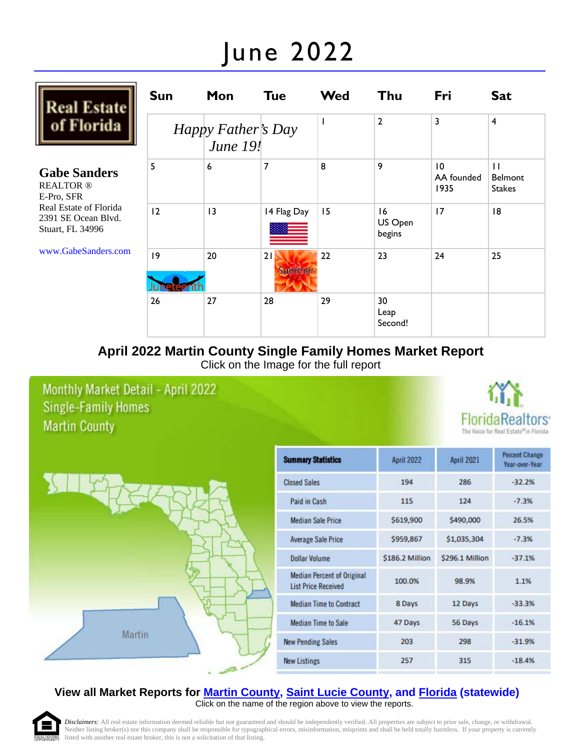# June 2022

**Real Estate of Florida**

**Gabe Sanders**
REALTOR ®
E-Pro, SFR
Real Estate of Florida
2391 SE Ocean Blvd.
Stuart, FL 34996

www.GabeSanders.com

| Sun | Mon | Tue | Wed | Thu | Fri | Sat |
|---|---|---|---|---|---|---|
| *Happy Father's Day June 19!* | | | 1 | 2 | 3 | 4 |
| 5 | 6 | 7 | 8 | 9 | 10 AA founded 1935 | 11 Belmont Stakes |
| 12 | 13 | 14 Flag Day | 15 | 16 US Open begins | 17 | 18 |
| 19 Juneteenth | 20 | 21 Summer | 22 | 23 | 24 | 25 |
| 26 | 27 | 28 | 29 | 30 Leap Second! | | |

## April 2022 Martin County Single Family Homes Market Report

Click on the Image for the full report

Monthly Market Detail - April 2022
Single-Family Homes
Martin County

FloridaRealtors
The Voice for Real Estate® in Florida

| Summary Statistics | April 2022 | April 2021 | Percent Change Year-over-Year |
|---|---|---|---|
| Closed Sales | 194 | 286 | -32.2% |
| Paid in Cash | 115 | 124 | -7.3% |
| Median Sale Price | $619,900 | $490,000 | 26.5% |
| Average Sale Price | $959,867 | $1,035,304 | -7.3% |
| Dollar Volume | $186.2 Million | $296.1 Million | -37.1% |
| Median Percent of Original List Price Received | 100.0% | 98.9% | 1.1% |
| Median Time to Contract | 8 Days | 12 Days | -33.3% |
| Median Time to Sale | 47 Days | 56 Days | -16.1% |
| New Pending Sales | 203 | 298 | -31.9% |
| New Listings | 257 | 315 | -18.4% |

Martin

**View all Market Reports for Martin County, Saint Lucie County, and Florida (statewide)**

Click on the name of the region above to view the reports.

*Disclaimers:* All real estate information deemed reliable but not guaranteed and should be independently verified. All properties are subject to prior sale, change, or withdrawal. Neither listing broker(s) nor this company shall be responsible for typographical errors, misinformation, misprints and shall be held totally harmless. If your property is currently listed with another real estate broker, this is not a solicitation of that listing.